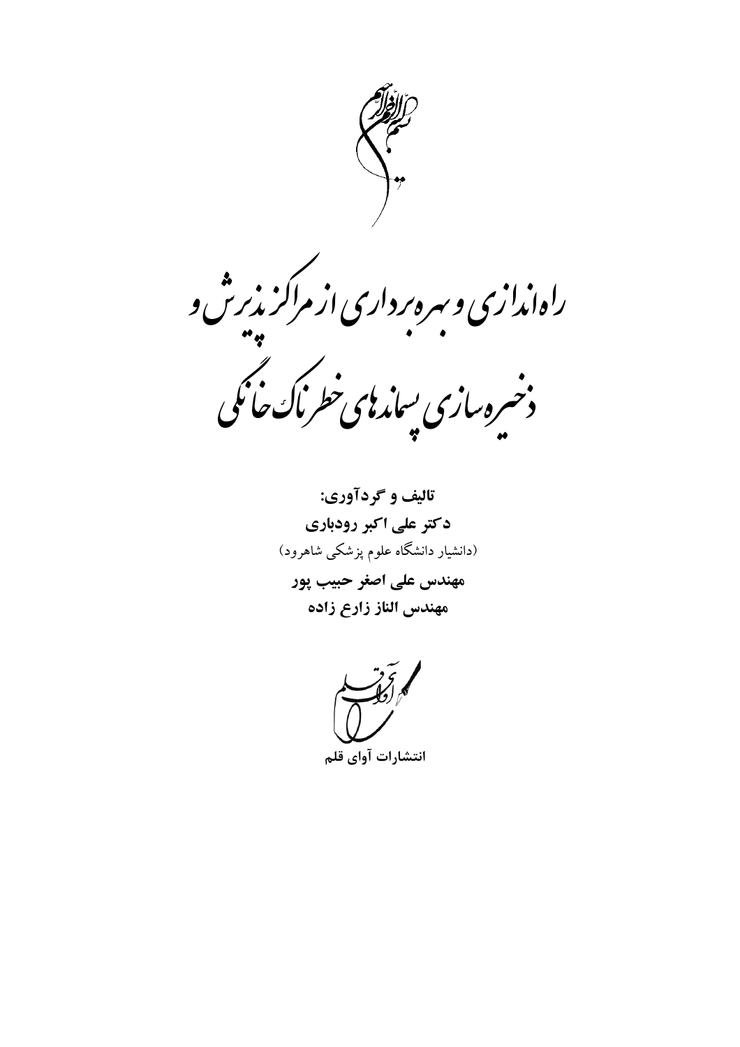بسم الله الرحمن الرحیم

# راه‌اندازی و بهره‌برداری از مراکز پذیرش و ذخیره‌سازی پسماندهای خطرناک خانگی

**تالیف و گردآوری:**

**دکتر علی اکبر رودباری**

(دانشیار دانشگاه علوم پزشکی شاهرود)

**مهندس علی اصغر حبیب پور**

**مهندس الناز زارع زاده**

آوای قلم

**انتشارات آوای قلم**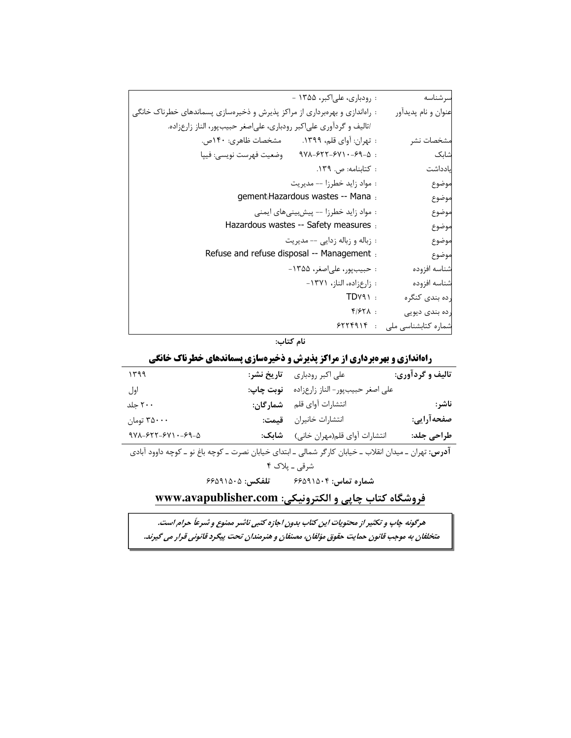| | |
|---|---|
| سرشناسه | : رودباری، علی‌اکبر، ۱۳۵۵ - |
| عنوان و نام پدیدآور | : راه‌اندازی و بهره‌برداری از مراکز پذیرش و ذخیره‌سازی پسماندهای خطرناک خانگی /تالیف و گردآوری علی‌اکبر رودباری، علی‌اصغر حبیب‌پور، الناز زارع‌زاده. |
| مشخصات نشر | : تهران: آوای قلم، ۱۳۹۹. مشخصات ظاهری: ۱۴۰ص. |
| شابک | : ۹۷۸-۶۲۲-۶۷۱۰-۶۹-۵ وضعیت فهرست نویسی: فیپا |
| یادداشت | : کتابنامه: ص. ۱۳۹. |
| موضوع | : مواد زاید خطرزا -- مدیریت |
| موضوع | : Hazardous wastes -- Management |
| موضوع | : مواد زاید خطرزا -- پیش‌بینی‌های ایمنی |
| موضوع | : Hazardous wastes -- Safety measures |
| موضوع | : زباله و زباله زدایی -- مدیریت |
| موضوع | : Refuse and refuse disposal -- Management |
| شناسه افزوده | : حبیب‌پور، علی‌اصغر، ۱۳۵۵- |
| شناسه افزوده | : زارع‌زاده، الناز، ۱۳۷۱- |
| رده بندی کنگره | : TD۷۹۱ |
| رده بندی دیویی | : ۴/۶۲۸ |
| شماره کتابشناسی ملی | : ۶۲۲۴۹۱۴ |

**نام کتاب:**

## راه‌اندازی و بهره‌برداری از مراکز پذیرش و ذخیره‌سازی پسماندهای خطرناک خانگی

| | | | |
|---|---|---|---|
| **تالیف و گردآوری:** | علی اکبر رودباری | **تاریخ نشر:** | ۱۳۹۹ |
| | علی اصغر حبیب‌پور- الناز زارع‌زاده | **نوبت چاپ:** | اول |
| **ناشر:** | انتشارات آوای قلم | **شمارگان:** | ۲۰۰ جلد |
| **صفحه‌آرایی:** | انتشارات خانیران | **قیمت:** | ۳۵۰۰۰ تومان |
| **طراحی جلد:** | انتشارات آوای قلم(مهران خانی) | **شابک:** | ۹۷۸-۶۲۲-۶۷۱۰-۶۹-۵ |

**آدرس:** تهران ـ میدان انقلاب ـ خیابان کارگر شمالی ـ ابتدای خیابان نصرت ـ کوچه باغ نو ـ کوچه داوود آبادی شرقی ـ پلاک ۴

**شماره تماس:** ۶۶۵۹۱۵۰۴ **تلفکس:** ۶۶۵۹۱۵۰۵

**فروشگاه کتاب چاپی و الکترونیکی: www.avapublisher.com**

***هرگونه چاپ و تکثیر از محتویات این کتاب بدون اجازه کتبی ناشر ممنوع و شرعاً حرام است.***
***متخلفان به موجب قانون حمایت حقوق مؤلفان، مصنفان و هنرمندان تحت پیگرد قانونی قرار می گیرند.***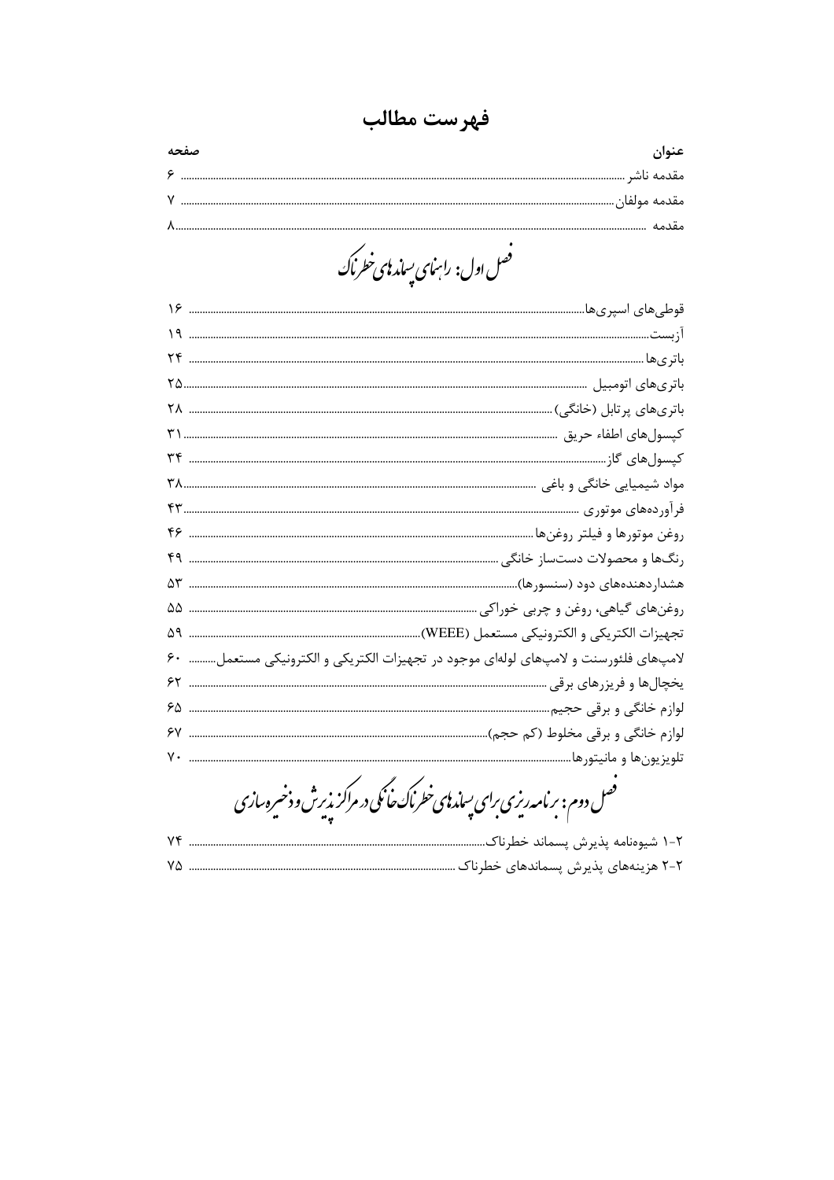# فهرست مطالب

| عنوان | صفحه |
|---|---|
| مقدمه ناشر | ۶ |
| مقدمه مولفان | ۷ |
| مقدمه | ۸ |

## فصل اول: راهنمای پسماندهای خطرناک

| عنوان | صفحه |
|---|---|
| قوطی‌های اسپری‌ها | ۱۶ |
| آزبست | ۱۹ |
| باتری‌ها | ۲۴ |
| باتری‌های اتومبیل | ۲۵ |
| باتری‌های پرتابل (خانگی) | ۲۸ |
| کپسول‌های اطفاء حریق | ۳۱ |
| کپسول‌های گاز | ۳۴ |
| مواد شیمیایی خانگی و باغی | ۳۸ |
| فرآورده‌های موتوری | ۴۳ |
| روغن موتورها و فیلتر روغن‌ها | ۴۶ |
| رنگ‌ها و محصولات دست‌ساز خانگی | ۴۹ |
| هشداردهنده‌های دود (سنسورها) | ۵۳ |
| روغن‌های گیاهی، روغن و چربی خوراکی | ۵۵ |
| تجهیزات الکتریکی و الکترونیکی مستعمل (WEEE) | ۵۹ |
| لامپ‌های فلئورسنت و لامپ‌های لوله‌ای موجود در تجهیزات الکتریکی و الکترونیکی مستعمل | ۶۰ |
| یخچال‌ها و فریزرهای برقی | ۶۲ |
| لوازم خانگی و برقی حجیم | ۶۵ |
| لوازم خانگی و برقی مخلوط (کم حجم) | ۶۷ |
| تلویزیون‌ها و مانیتورها | ۷۰ |

## فصل دوم: برنامه‌ریزی برای پسماندهای خطرناک خانگی در مراکز پذیرش و ذخیره‌سازی

| عنوان | صفحه |
|---|---|
| ۲-۱ شیوه‌نامه پذیرش پسماند خطرناک | ۷۴ |
| ۲-۲ هزینه‌های پذیرش پسماندهای خطرناک | ۷۵ |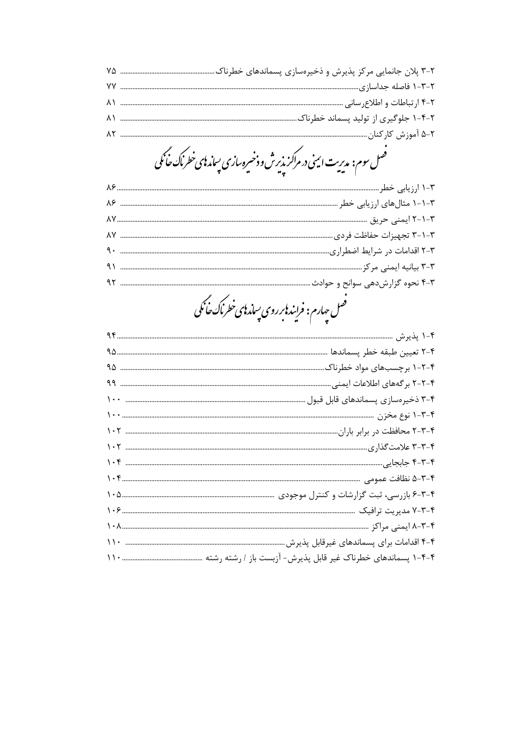۲-۳ پلان جانمایی مرکز پذیرش و ذخیره‌سازی پسماندهای خطرناک ..... ۷۵

۲-۳-۱ فاصله جداسازی ..... ۷۷

۲-۴ ارتباطات و اطلاع‌رسانی ..... ۸۱

۲-۴-۱ جلوگیری از تولید پسماند خطرناک ..... ۸۱

۲-۵ آموزش کارکنان ..... ۸۲

## فصل سوم: مدیریت ایمنی در مراکز پذیرش و ذخیره‌سازی پسماندهای خطرناک خانگی

۳-۱ ارزیابی خطر ..... ۸۶

۳-۱-۱ مثال‌های ارزیابی خطر ..... ۸۶

۳-۱-۲ ایمنی حریق ..... ۸۷

۳-۱-۳ تجهیزات حفاظت فردی ..... ۸۷

۳-۲ اقدامات در شرایط اضطراری ..... ۹۰

۳-۳ بیانیه ایمنی مرکز ..... ۹۱

۳-۴ نحوه گزارش‌دهی سوانح و حوادث ..... ۹۲

## فصل چهارم: فرایندها بر روی پسماندهای خطرناک خانگی

۴-۱ پذیرش ..... ۹۴

۴-۲ تعیین طبقه خطر پسماندها ..... ۹۵

۴-۲-۱ برچسب‌های مواد خطرناک ..... ۹۵

۴-۲-۲ برگه‌های اطلاعات ایمنی ..... ۹۹

۴-۳ ذخیره‌سازی پسماندهای قابل قبول ..... ۱۰۰

۴-۳-۱ نوع مخزن ..... ۱۰۰

۴-۳-۲ محافظت در برابر باران ..... ۱۰۲

۴-۳-۳ علامت‌گذاری ..... ۱۰۲

۴-۳-۴ جابجایی ..... ۱۰۴

۴-۳-۵ نظافت عمومی ..... ۱۰۴

۴-۳-۶ بازرسی، ثبت گزارشات و کنترل موجودی ..... ۱۰۵

۴-۳-۷ مدیریت ترافیک ..... ۱۰۶

۴-۳-۸ ایمنی مراکز ..... ۱۰۸

۴-۴ اقدامات برای پسماندهای غیرقابل پذیرش ..... ۱۱۰

۴-۴-۱ پسماندهای خطرناک غیر قابل پذیرش- آزبست باز / رشته رشته ..... ۱۱۰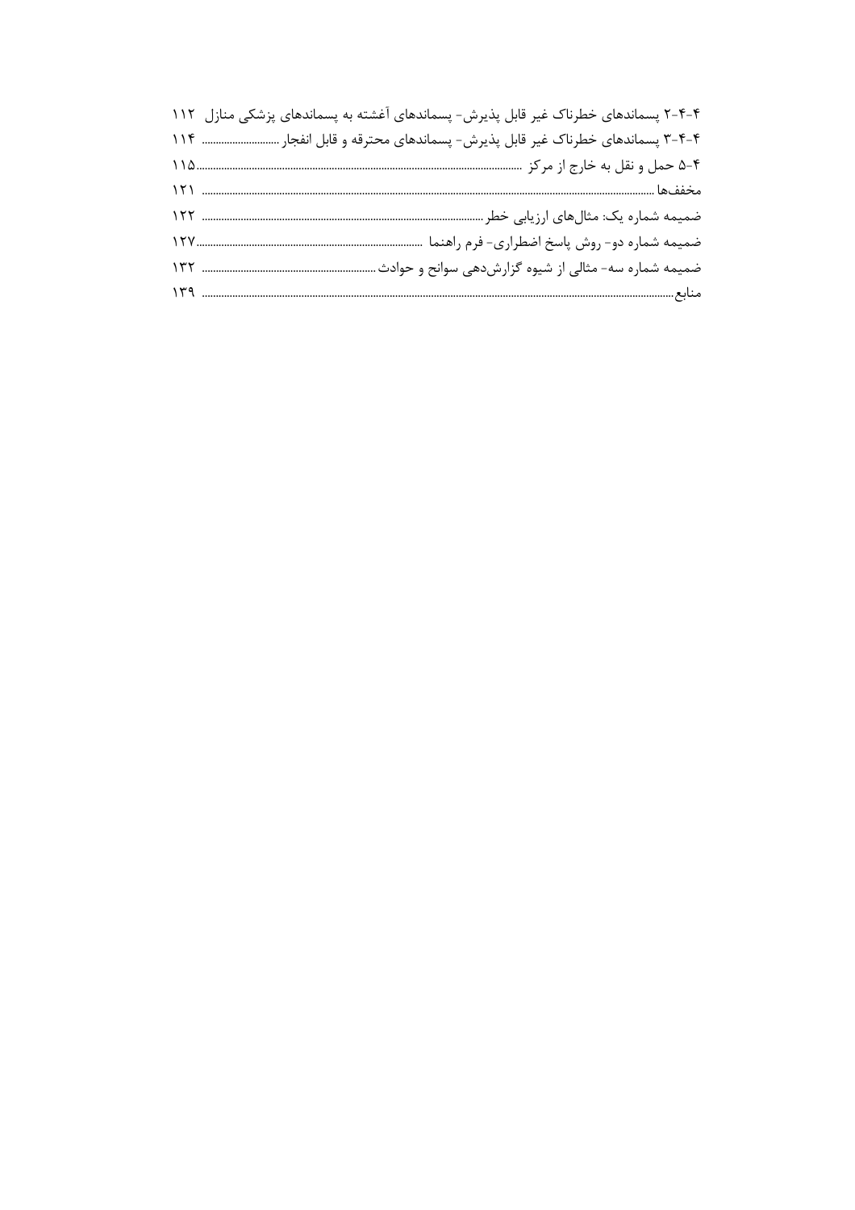۴-۴-۲ پسماندهای خطرناک غیر قابل پذیرش- پسماندهای آغشته به پسماندهای پزشکی منازل ۱۱۲

۴-۴-۳ پسماندهای خطرناک غیر قابل پذیرش- پسماندهای محترقه و قابل انفجار ۱۱۴

۴-۵ حمل و نقل به خارج از مرکز ۱۱۵

مخففها ۱۲۱

ضمیمه شماره یک: مثال‌های ارزیابی خطر ۱۲۲

ضمیمه شماره دو- روش پاسخ اضطراری- فرم راهنما ۱۲۷

ضمیمه شماره سه- مثالی از شیوه گزارش‌دهی سوانح و حوادث ۱۳۲

منابع ۱۳۹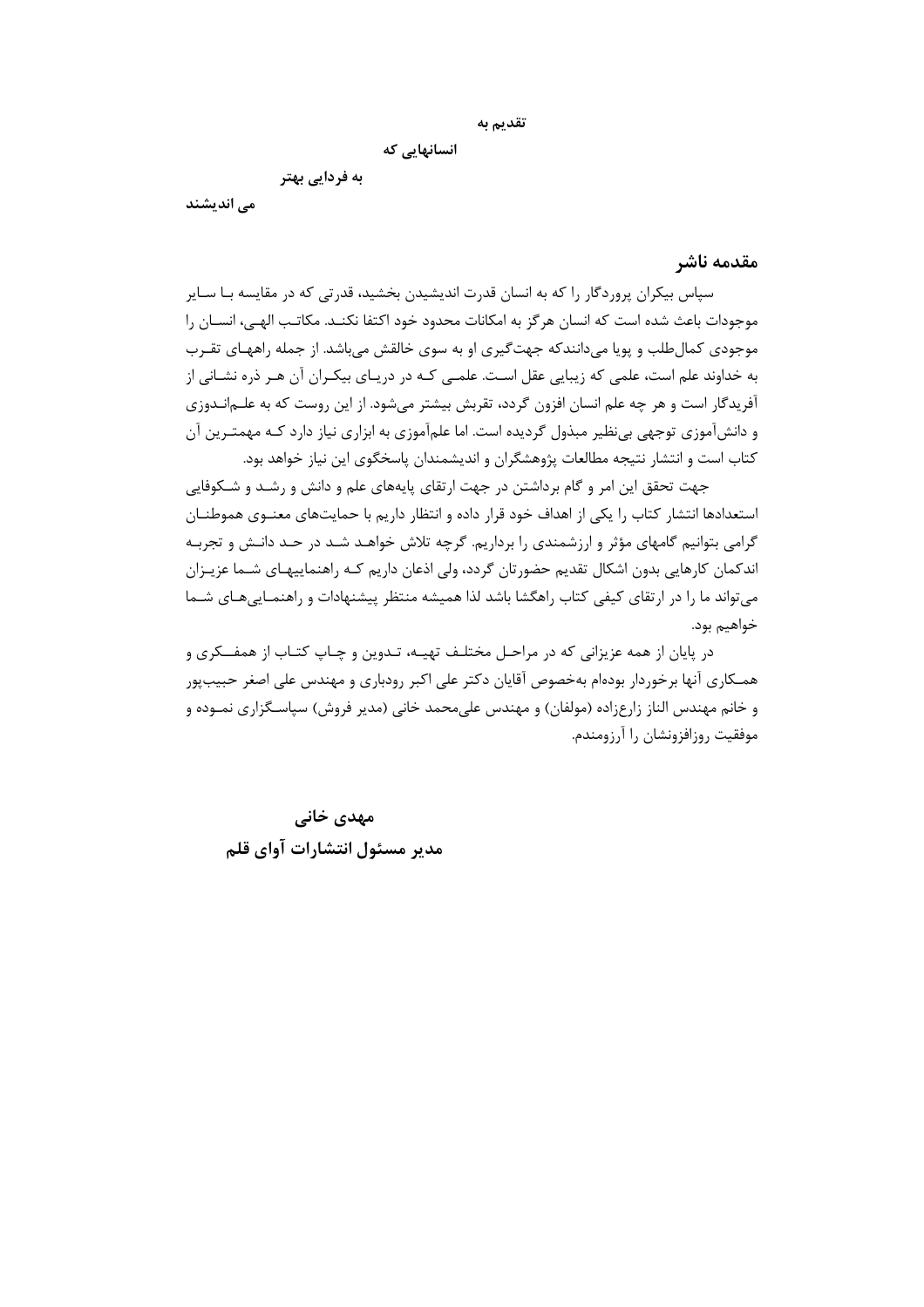**تقدیم به**

**انسانهایی که**

**به فردایی بهتر**

**می اندیشند**

## مقدمه ناشر

سپاس بیکران پروردگار را که به انسان قدرت اندیشیدن بخشید، قدرتی که در مقایسه بـا سـایر موجودات باعث شده است که انسان هرگز به امکانات محدود خود اکتفا نکنـد. مکاتـب الهـی، انسـان را موجودی کمال‌طلب و پویا می‌دانندکه جهت‌گیری او به سوی خالقش می‌باشد. از جمله راههـای تقـرب به خداوند علم است، علمی که زیبایی عقل اسـت. علمـی کـه در دریـای بیکـران آن هـر ذره نشـانی از آفریدگار است و هر چه علم انسان افزون گردد، تقربش بیشتر می‌شود. از این روست که به علـم‌انـدوزی و دانش‌آموزی توجهی بی‌نظیر مبذول گردیده است. اما علم‌آموزی به ابزاری نیاز دارد کـه مهمتـرین آن کتاب است و انتشار نتیجه مطالعات پژوهشگران و اندیشمندان پاسخگوی این نیاز خواهد بود.

جهت تحقق این امر و گام برداشتن در جهت ارتقای پایه‌های علم و دانش و رشـد و شـکوفایی استعدادها انتشار کتاب را یکی از اهداف خود قرار داده و انتظار داریم با حمایت‌های معنـوی هموطنـان گرامی بتوانیم گامهای مؤثر و ارزشمندی را برداریم. گرچه تلاش خواهـد شـد در حـد دانـش و تجربـه اندکمان کارهایی بدون اشکال تقدیم حضورتان گردد، ولی اذعان داریم کـه راهنماییهـای شـما عزیـزان می‌تواند ما را در ارتقای کیفی کتاب راهگشا باشد لذا همیشه منتظر پیشنهادات و راهنمـایی‌هـای شـما خواهیم بود.

در پایان از همه عزیزانی که در مراحـل مختلـف تهیـه، تـدوین و چـاپ کتـاب از همفـکری و همـکاری آنها برخوردار بوده‌ام به‌خصوص آقایان دکتر علی اکبر رودباری و مهندس علی اصغر حبیب‌پور و خانم مهندس الناز زارع‌زاده (مولفان) و مهندس علی‌محمد خانی (مدیر فروش) سپاسـگزاری نمـوده و موفقیت روزافزونشان را آرزومندم.

**مهدی خانی**

**مدیر مسئول انتشارات آوای قلم**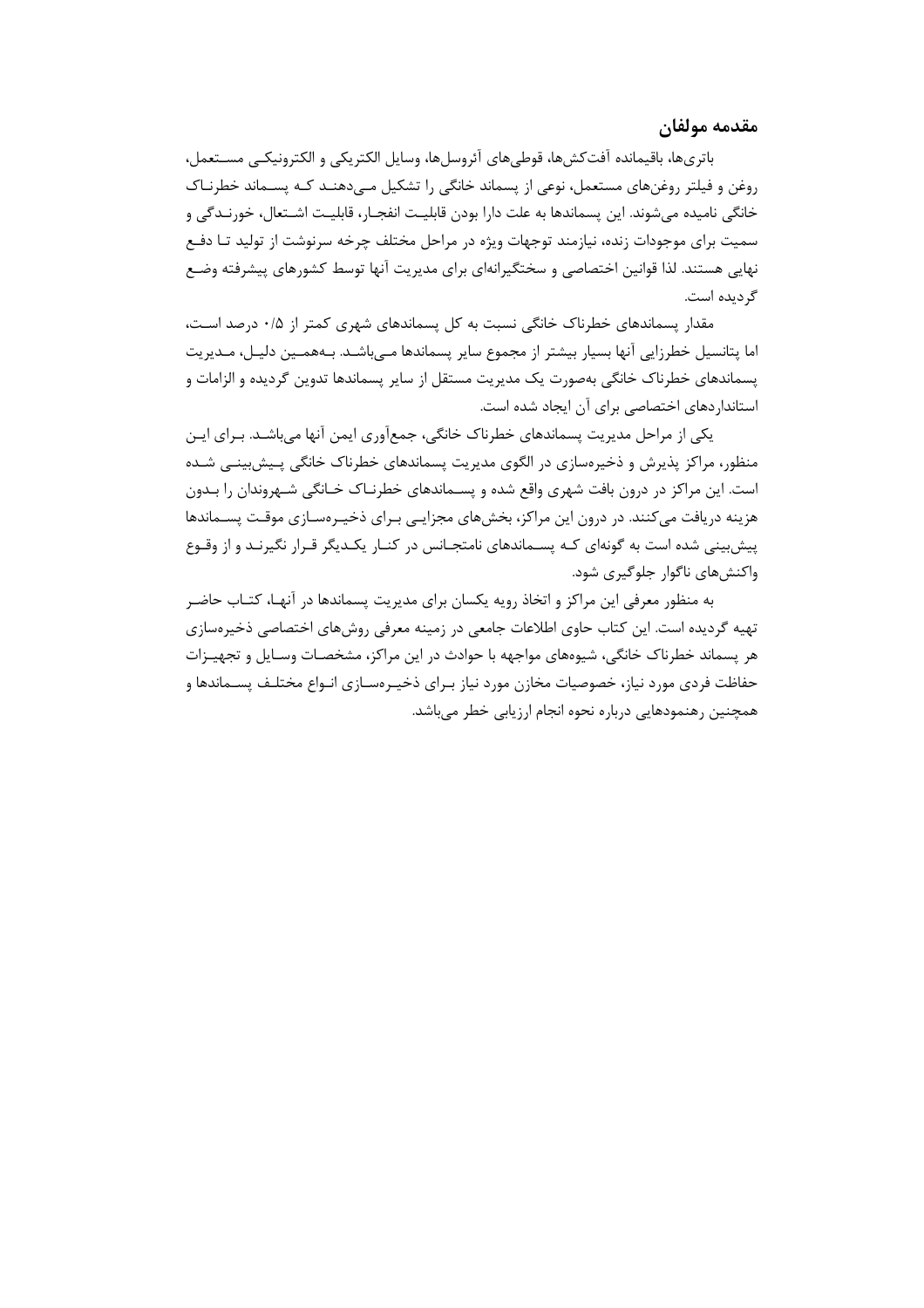## مقدمه مولفان

باتری‌ها، باقیمانده آفت‌کش‌ها، قوطی‌های آئروسل‌ها، وسایل الکتریکی و الکترونیکی مستعمل، روغن و فیلتر روغن‌های مستعمل، نوعی از پسماند خانگی را تشکیل می‌دهند که پسماند خطرناک خانگی نامیده می‌شوند. این پسماندها به علت دارا بودن قابلیت انفجار، قابلیت اشتعال، خورندگی و سمیت برای موجودات زنده، نیازمند توجهات ویژه در مراحل مختلف چرخه سرنوشت از تولید تا دفع نهایی هستند. لذا قوانین اختصاصی و سختگیرانه‌ای برای مدیریت آنها توسط کشورهای پیشرفته وضع گردیده است.

مقدار پسماندهای خطرناک خانگی نسبت به کل پسماندهای شهری کمتر از ۰/۵ درصد است، اما پتانسیل خطرزایی آنها بسیار بیشتر از مجموع سایر پسماندها می‌باشد. به‌همین دلیل، مدیریت پسماندهای خطرناک خانگی به‌صورت یک مدیریت مستقل از سایر پسماندها تدوین گردیده و الزامات و استانداردهای اختصاصی برای آن ایجاد شده است.

یکی از مراحل مدیریت پسماندهای خطرناک خانگی، جمع‌آوری ایمن آنها می‌باشد. برای این منظور، مراکز پذیرش و ذخیره‌سازی در الگوی مدیریت پسماندهای خطرناک خانگی پیش‌بینی شده است. این مراکز در درون بافت شهری واقع شده و پسماندهای خطرناک خانگی شهروندان را بدون هزینه دریافت می‌کنند. در درون این مراکز، بخش‌های مجزایی برای ذخیره‌سازی موقت پسماندها پیش‌بینی شده است به گونه‌ای که پسماندهای نامتجانس در کنار یکدیگر قرار نگیرند و از وقوع واکنش‌های ناگوار جلوگیری شود.

به منظور معرفی این مراکز و اتخاذ رویه یکسان برای مدیریت پسماندها در آنها، کتاب حاضر تهیه گردیده است. این کتاب حاوی اطلاعات جامعی در زمینه معرفی روش‌های اختصاصی ذخیره‌سازی هر پسماند خطرناک خانگی، شیوه‌های مواجهه با حوادث در این مراکز، مشخصات وسایل و تجهیزات حفاظت فردی مورد نیاز، خصوصیات مخازن مورد نیاز برای ذخیره‌سازی انواع مختلف پسماندها و همچنین رهنمودهایی درباره نحوه انجام ارزیابی خطر می‌باشد.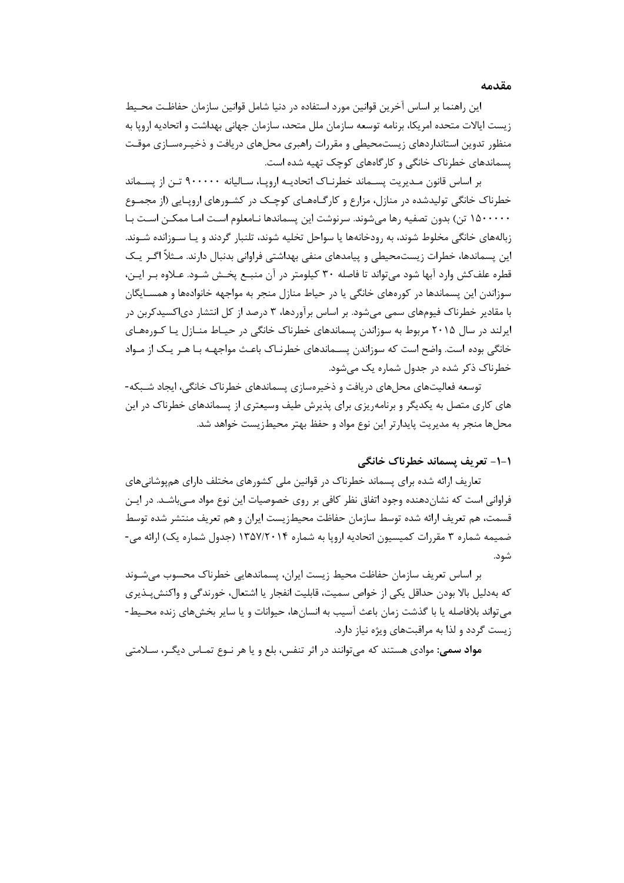## مقدمه

این راهنما بر اساس آخرین قوانین مورد استفاده در دنیا شامل قوانین سازمان حفاظت محیط زیست ایالات متحده امریکا، برنامه توسعه سازمان ملل متحد، سازمان جهانی بهداشت و اتحادیه اروپا به منظور تدوین استانداردهای زیست‌محیطی و مقررات راهبری محل‌های دریافت و ذخیره‌سازی موقت پسماندهای خطرناک خانگی و کارگاه‌های کوچک تهیه شده است.

بر اساس قانون مدیریت پسماند خطرناک اتحادیه اروپا، سالیانه ۹۰۰۰۰۰ تن از پسماند خطرناک خانگی تولیدشده در منازل، مزارع و کارگاه‌های کوچک در کشورهای اروپایی (از مجموع ۱۵۰۰۰۰۰ تن) بدون تصفیه رها می‌شوند. سرنوشت این پسماندها نامعلوم است اما ممکن است با زباله‌های خانگی مخلوط شوند، به رودخانه‌ها یا سواحل تخلیه شوند، تلنبار گردند و یا سوزانده شوند. این پسماندها، خطرات زیست‌محیطی و پیامدهای منفی بهداشتی فراوانی بدنبال دارند. مثلاً اگر یک قطره علف‌کش وارد آبها شود می‌تواند تا فاصله ۳۰ کیلومتر در آن منبع پخش شود. علاوه بر این، سوزاندن این پسماندها در کوره‌های خانگی یا در حیاط منازل منجر به مواجهه خانواده‌ها و همسایگان با مقادیر خطرناک فیوم‌های سمی می‌شود. بر اساس برآوردها، ۳ درصد از کل انتشار دی‌اکسیدکربن در ایرلند در سال ۲۰۱۵ مربوط به سوزاندن پسماندهای خطرناک خانگی در حیاط منازل یا کوره‌های خانگی بوده است. واضح است که سوزاندن پسماندهای خطرناک باعث مواجهه با هر یک از مواد خطرناک ذکر شده در جدول شماره یک می‌شود.

توسعه فعالیت‌های محل‌های دریافت و ذخیره‌سازی پسماندهای خطرناک خانگی، ایجاد شبکه‌های کاری متصل به یکدیگر و برنامه‌ریزی برای پذیرش طیف وسیع‌تری از پسماندهای خطرناک در این محل‌ها منجر به مدیریت پایدارتر این نوع مواد و حفظ بهتر محیط‌زیست خواهد شد.

### ۱-۱- تعریف پسماند خطرناک خانگی

تعاریف ارائه شده برای پسماند خطرناک در قوانین ملی کشورهای مختلف دارای هم‌پوشانی‌های فراوانی است که نشان‌دهنده وجود اتفاق نظر کافی بر روی خصوصیات این نوع مواد می‌باشد. در این قسمت، هم تعریف ارائه شده توسط سازمان حفاظت محیط‌زیست ایران و هم تعریف منتشر شده توسط ضمیمه شماره ۳ مقررات کمیسیون اتحادیه اروپا به شماره ۱۳۵۷/۲۰۱۴ (جدول شماره یک) ارائه می‌شود.

بر اساس تعریف سازمان حفاظت محیط زیست ایران، پسماندهایی خطرناک محسوب می‌شوند که به‌دلیل بالا بودن حداقل یکی از خواص سمیت، قابلیت انفجار یا اشتعال، خورندگی و واکنش‌پذیری می‌تواند بلافاصله یا با گذشت زمان باعث آسیب به انسان‌ها، حیوانات و یا سایر بخش‌های زنده محیط‌زیست گردد و لذا به مراقبت‌های ویژه نیاز دارد.

**مواد سمی:** موادی هستند که می‌توانند در اثر تنفس، بلع و یا هر نوع تماس دیگر، سلامتی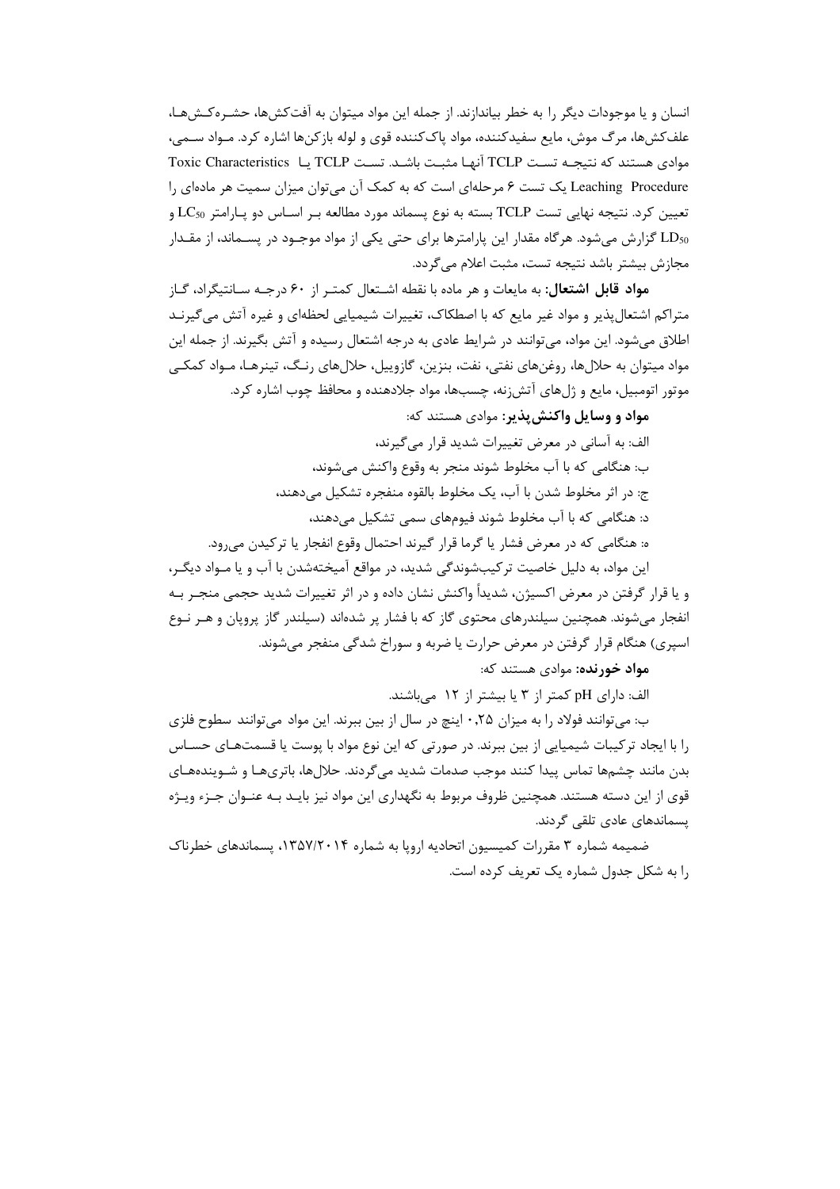انسان و یا موجودات دیگر را به خطر بیاندازند. از جمله این مواد میتوان به آفت‌کش‌ها، حشره‌کش‌ها، علف‌کش‌ها، مرگ موش، مایع سفیدکننده، مواد پاک‌کننده قوی و لوله بازکن‌ها اشاره کرد. مواد سمی، موادی هستند که نتیجه تست TCLP آنها مثبت باشد. تست TCLP یا Toxic Characteristics Leaching Procedure یک تست ۶ مرحله‌ای است که به کمک آن می‌توان میزان سمیت هر ماده‌ای را تعیین کرد. نتیجه نهایی تست TCLP بسته به نوع پسماند مورد مطالعه بر اساس دو پارامتر $LC_{50}$ و $LD_{50}$ گزارش می‌شود. هرگاه مقدار این پارامترها برای حتی یکی از مواد موجود در پسماند، از مقدار مجازش بیشتر باشد نتیجه تست، مثبت اعلام می‌گردد.

**مواد قابل اشتعال:** به مایعات و هر ماده با نقطه اشتعال کمتر از ۶۰ درجه سانتیگراد، گاز متراکم اشتعال‌پذیر و مواد غیر مایع که با اصطکاک، تغییرات شیمیایی لحظه‌ای و غیره آتش می‌گیرند اطلاق می‌شود. این مواد، می‌توانند در شرایط عادی به درجه اشتعال رسیده و آتش بگیرند. از جمله این مواد میتوان به حلال‌ها، روغن‌های نفتی، نفت، بنزین، گازوییل، حلال‌های رنگ، تینرها، مواد کمکی موتور اتومبیل، مایع و ژل‌های آتش‌زنه، چسب‌ها، مواد جلادهنده و محافظ چوب اشاره کرد.

**مواد و وسایل واکنش‌پذیر:** موادی هستند که:

الف: به آسانی در معرض تغییرات شدید قرار می‌گیرند،

ب: هنگامی که با آب مخلوط شوند منجر به وقوع واکنش می‌شوند،

ج: در اثر مخلوط شدن با آب، یک مخلوط بالقوه منفجره تشکیل می‌دهند،

د: هنگامی که با آب مخلوط شوند فیوم‌های سمی تشکیل می‌دهند،

ه: هنگامی که در معرض فشار یا گرما قرار گیرند احتمال وقوع انفجار یا ترکیدن می‌رود.

این مواد، به دلیل خاصیت ترکیب‌شوندگی شدید، در مواقع آمیخته‌شدن با آب و یا مواد دیگر، و یا قرار گرفتن در معرض اکسیژن، شدیداً واکنش نشان داده و در اثر تغییرات شدید حجمی منجر به انفجار می‌شوند. همچنین سیلندرهای محتوی گاز که با فشار پر شده‌اند (سیلندر گاز پروپان و هر نوع اسپری) هنگام قرار گرفتن در معرض حرارت یا ضربه و سوراخ شدگی منفجر می‌شوند.

**مواد خورنده:** موادی هستند که:

الف: دارای pH کمتر از ۳ یا بیشتر از ۱۲ می‌باشند.

ب: می‌توانند فولاد را به میزان ۰,۲۵ اینچ در سال از بین ببرند. این مواد می‌توانند سطوح فلزی را با ایجاد ترکیبات شیمیایی از بین ببرند. در صورتی که این نوع مواد با پوست یا قسمت‌های حساس بدن مانند چشم‌ها تماس پیدا کنند موجب صدمات شدید می‌گردند. حلال‌ها، باتری‌ها و شوینده‌های قوی از این دسته هستند. همچنین ظروف مربوط به نگهداری این مواد نیز باید به عنوان جزء ویژه پسماندهای عادی تلقی گردند.

ضمیمه شماره ۳ مقررات کمیسیون اتحادیه اروپا به شماره ۱۳۵۷/۲۰۱۴، پسماندهای خطرناک را به شکل جدول شماره یک تعریف کرده است.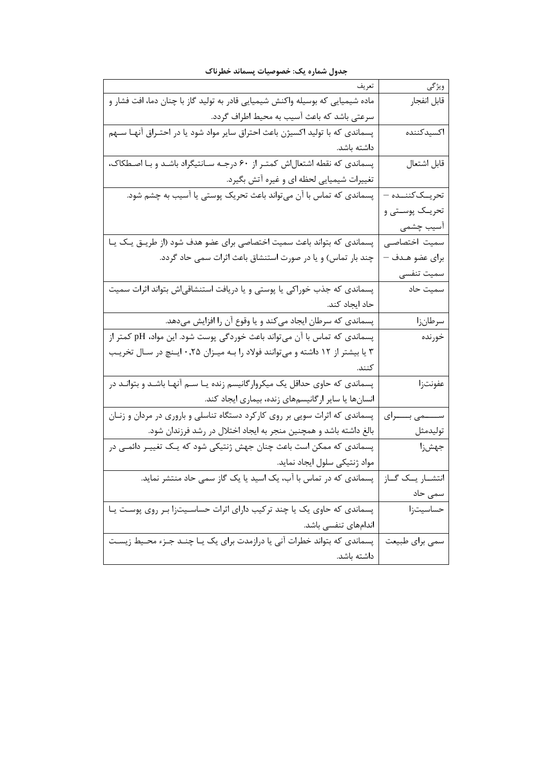**جدول شماره یک: خصوصیات پسماند خطرناک**

| ویژگی | تعریف |
| --- | --- |
| قابل انفجار | ماده شیمیایی که بوسیله واکنش شیمیایی قادر به تولید گاز با چنان دما، افت فشار و سرعتی باشد که باعث آسیب به محیط اطراف گردد. |
| اکسیدکننده | پسماندی که با تولید اکسیژن باعث احتراق سایر مواد شود یا در احتراق آنها سهم داشته باشد. |
| قابل اشتعال | پسماندی که نقطه اشتعال‌اش کمتر از ۶۰ درجه سانتیگراد باشد و با اصطکاک، تغییرات شیمیایی لحظه ای و غیره آتش بگیرد. |
| تحریک‌کننده – تحریک پوستی و آسیب چشمی | پسماندی که تماس با آن می‌تواند باعث تحریک پوستی یا آسیب به چشم شود. |
| سمیت اختصاصی برای عضو هدف – سمیت تنفسی | پسماندی که بتواند باعث سمیت اختصاصی برای عضو هدف شود (از طریق یک یا چند بار تماس) و یا در صورت استنشاق باعث اثرات سمی حاد گردد. |
| سمیت حاد | پسماندی که جذب خوراکی یا پوستی و یا دریافت استنشاقی‌اش بتواند اثرات سمیت حاد ایجاد کند. |
| سرطان‌زا | پسماندی که سرطان ایجاد می‌کند و یا وقوع آن را افزایش می‌دهد. |
| خورنده | پسماندی که تماس با آن می‌تواند باعث خوردگی پوست شود. این مواد، pH کمتر از ۳ یا بیشتر از ۱۲ داشته و می‌توانند فولاد را به میزان ۰٫۲۵ اینچ در سال تخریب کنند. |
| عفونت‌زا | پسماندی که حاوی حداقل یک میکروارگانیسم زنده یا سم آنها باشد و بتواند در انسان‌ها یا سایر ارگانیسم‌های زنده، بیماری ایجاد کند. |
| سمی برای تولیدمثل | پسماندی که اثرات سویی بر روی کارکرد دستگاه تناسلی و باروری در مردان و زنان بالغ داشته باشد و همچنین منجر به ایجاد اختلال در رشد فرزندان شود. |
| جهش‌زا | پسماندی که ممکن است باعث چنان جهش ژنتیکی شود که یک تغییر دائمی در مواد ژنتیکی سلول ایجاد نماید. |
| انتشار یک گاز سمی حاد | پسماندی که در تماس با آب، یک اسید یا یک گاز سمی حاد منتشر نماید. |
| حساسیت‌زا | پسماندی که حاوی یک یا چند ترکیب دارای اثرات حساسیت‌زا بر روی پوست یا اندام‌های تنفسی باشد. |
| سمی برای طبیعت | پسماندی که بتواند خطرات آنی یا درازمدت برای یک یا چند جزء محیط زیست داشته باشد. |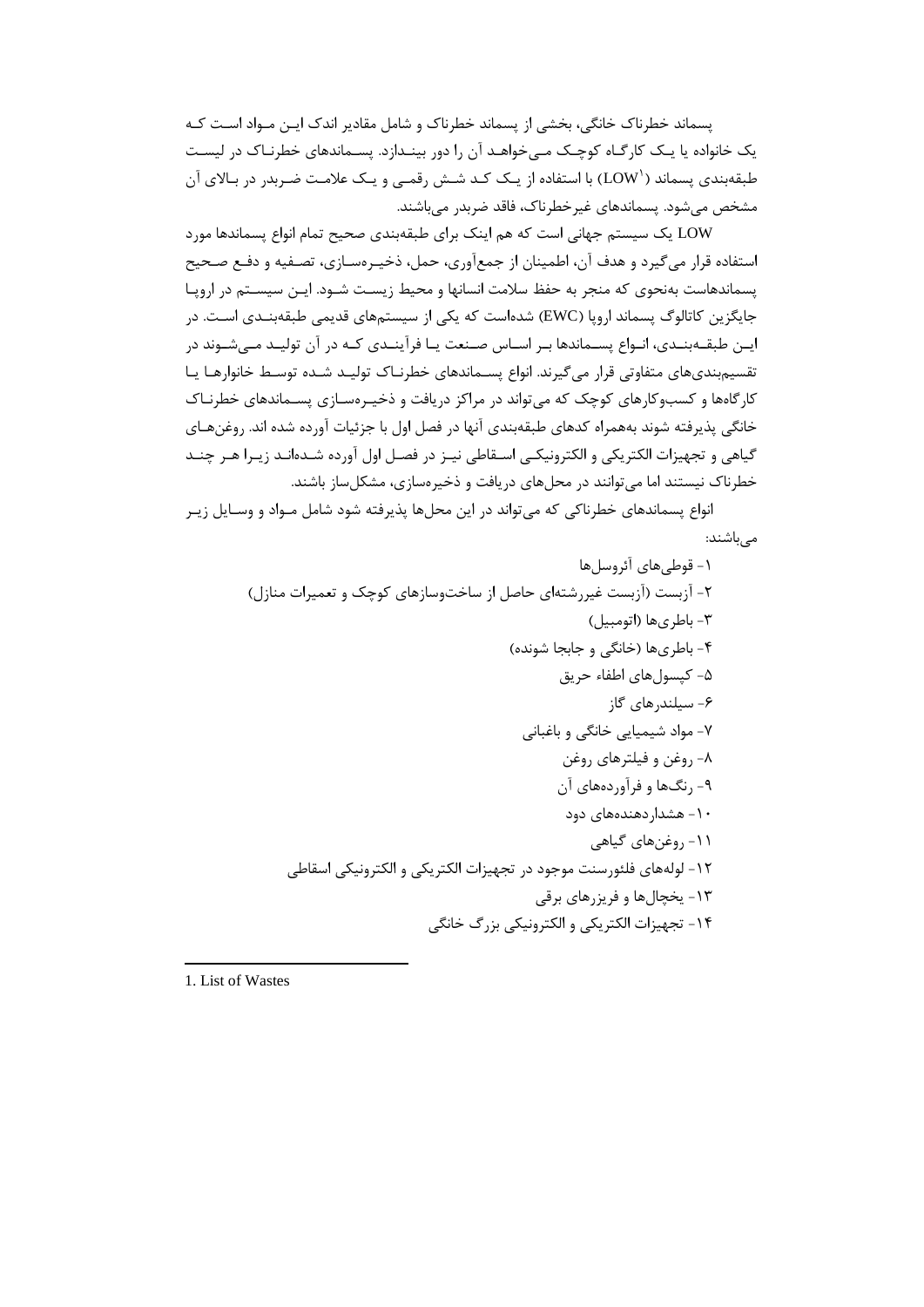پسماند خطرناک خانگی، بخشی از پسماند خطرناک و شامل مقادیر اندک این مواد است که یک خانواده یا یک کارگاه کوچک می‌خواهد آن را دور بیندازد. پسماندهای خطرناک در لیست طبقه‌بندی پسماند (LOW[1]) با استفاده از یک کد شش رقمی و یک علامت ضربدر در بالای آن مشخص می‌شود. پسماندهای غیرخطرناک، فاقد ضربدر می‌باشند.

LOW یک سیستم جهانی است که هم اینک برای طبقه‌بندی صحیح تمام انواع پسماندها مورد استفاده قرار می‌گیرد و هدف آن، اطمینان از جمع‌آوری، حمل، ذخیره‌سازی، تصفیه و دفع صحیح پسماندهاست به‌نحوی که منجر به حفظ سلامت انسانها و محیط زیست شود. این سیستم در اروپا جایگزین کاتالوگ پسماند اروپا (EWC) شده‌است که یکی از سیستم‌های قدیمی طبقه‌بندی است. در این طبقه‌بندی، انواع پسماندها بر اساس صنعت یا فرآیندی که در آن تولید می‌شوند در تقسیم‌بندی‌های متفاوتی قرار می‌گیرند. انواع پسماندهای خطرناک تولید شده توسط خانوارها یا کارگاه‌ها و کسب‌وکارهای کوچک که می‌تواند در مراکز دریافت و ذخیره‌سازی پسماندهای خطرناک خانگی پذیرفته شوند به‌همراه کدهای طبقه‌بندی آنها در فصل اول با جزئیات آورده شده اند. روغن‌های گیاهی و تجهیزات الکتریکی و الکترونیکی اسقاطی نیز در فصل اول آورده شده‌اند زیرا هر چند خطرناک نیستند اما می‌توانند در محل‌های دریافت و ذخیره‌سازی، مشکل‌ساز باشند.

انواع پسماندهای خطرناکی که می‌تواند در این محل‌ها پذیرفته شود شامل مواد و وسایل زیر می‌باشند:

۱- قوطی‌های آئروسل‌ها
۲- آزبست (آزبست غیررشته‌ای حاصل از ساخت‌وسازهای کوچک و تعمیرات منازل)
۳- باطری‌ها (اتومبیل)
۴- باطری‌ها (خانگی و جابجا شونده)
۵- کپسول‌های اطفاء حریق
۶- سیلندرهای گاز
۷- مواد شیمیایی خانگی و باغبانی
۸- روغن و فیلترهای روغن
۹- رنگ‌ها و فرآورده‌های آن
۱۰- هشداردهنده‌های دود
۱۱- روغن‌های گیاهی
۱۲- لوله‌های فلئورسنت موجود در تجهیزات الکتریکی و الکترونیکی اسقاطی
۱۳- یخچال‌ها و فریزرهای برقی
۱۴- تجهیزات الکتریکی و الکترونیکی بزرگ خانگی

---

1. List of Wastes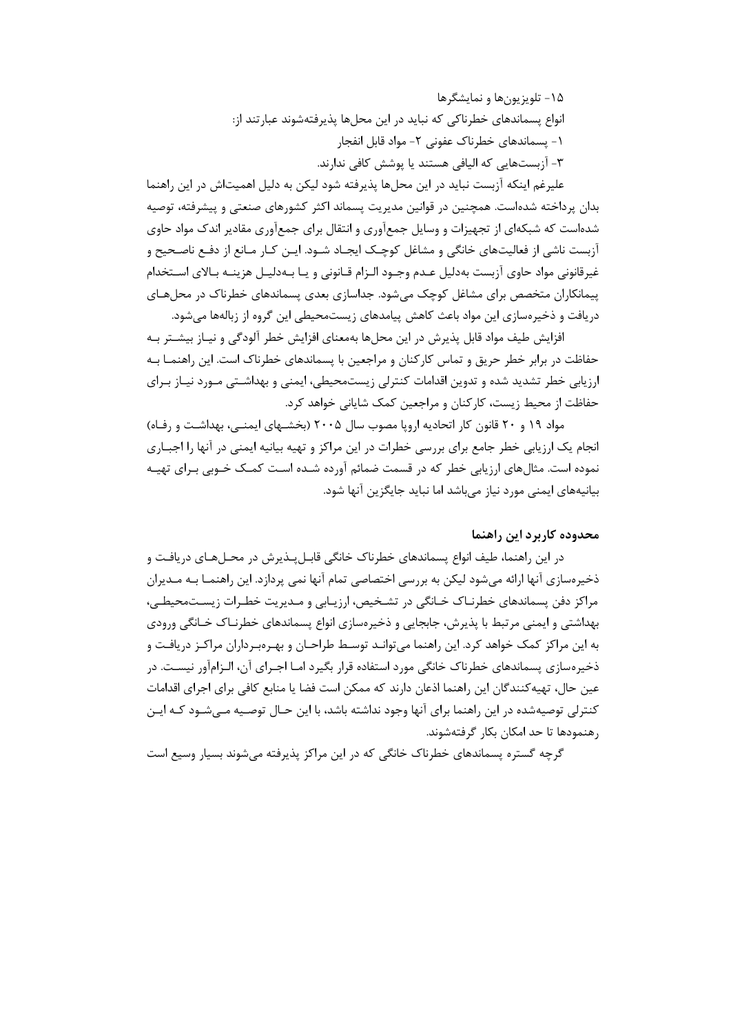۱۵- تلویزیون‌ها و نمایشگرها

انواع پسماندهای خطرناکی که نباید در این محل‌ها پذیرفته‌شوند عبارتند از:

۱- پسماندهای خطرناک عفونی ۲- مواد قابل انفجار

۳- آزبست‌هایی که الیافی هستند یا پوشش کافی ندارند.

علیرغم اینکه آزبست نباید در این محل‌ها پذیرفته شود لیکن به دلیل اهمیت‌اش در این راهنما بدان پرداخته شده‌است. همچنین در قوانین مدیریت پسماند اکثر کشورهای صنعتی و پیشرفته، توصیه شده‌است که شبکه‌ای از تجهیزات و وسایل جمع‌آوری و انتقال برای جمع‌آوری مقادیر اندک مواد حاوی آزبست ناشی از فعالیت‌های خانگی و مشاغل کوچک ایجاد شود. این کار مانع از دفع ناصحیح و غیرقانونی مواد حاوی آزبست به‌دلیل عدم وجود الزام قانونی و یا به‌دلیل هزینه بالای استخدام پیمانکاران متخصص برای مشاغل کوچک می‌شود. جداسازی بعدی پسماندهای خطرناک در محل‌های دریافت و ذخیره‌سازی این مواد باعث کاهش پیامدهای زیست‌محیطی این گروه از زباله‌ها می‌شود.

افزایش طیف مواد قابل پذیرش در این محل‌ها به‌معنای افزایش خطر آلودگی و نیاز بیشتر به حفاظت در برابر خطر حریق و تماس کارکنان و مراجعین با پسماندهای خطرناک است. این راهنما به ارزیابی خطر تشدید شده و تدوین اقدامات کنترلی زیست‌محیطی، ایمنی و بهداشتی مورد نیاز برای حفاظت از محیط زیست، کارکنان و مراجعین کمک شایانی خواهد کرد.

مواد ۱۹ و ۲۰ قانون کار اتحادیه اروپا مصوب سال ۲۰۰۵ (بخش‌های ایمنی، بهداشت و رفاه) انجام یک ارزیابی خطر جامع برای بررسی خطرات در این مراکز و تهیه بیانیه ایمنی در آنها را اجباری نموده است. مثال‌های ارزیابی خطر که در قسمت ضمائم آورده شده است کمک خوبی برای تهیه بیانیه‌های ایمنی مورد نیاز می‌باشد اما نباید جایگزین آنها شود.

## محدوده کاربرد این راهنما

در این راهنما، طیف انواع پسماندهای خطرناک خانگی قابل‌پذیرش در محل‌های دریافت و ذخیره‌سازی آنها ارائه می‌شود لیکن به بررسی اختصاصی تمام آنها نمی پردازد. این راهنما به مدیران مراکز دفن پسماندهای خطرناک خانگی در تشخیص، ارزیابی و مدیریت خطرات زیست‌محیطی، بهداشتی و ایمنی مرتبط با پذیرش، جابجایی و ذخیره‌سازی انواع پسماندهای خطرناک خانگی ورودی به این مراکز کمک خواهد کرد. این راهنما می‌تواند توسط طراحان و بهره‌برداران مراکز دریافت و ذخیره‌سازی پسماندهای خطرناک خانگی مورد استفاده قرار بگیرد اما اجرای آن، الزام‌آور نیست. در عین حال، تهیه‌کنندگان این راهنما اذعان دارند که ممکن است فضا یا منابع کافی برای اجرای اقدامات کنترلی توصیه‌شده در این راهنما برای آنها وجود نداشته باشد، با این حال توصیه می‌شود که این رهنمودها تا حد امکان بکار گرفته‌شوند.

گرچه گستره پسماندهای خطرناک خانگی که در این مراکز پذیرفته می‌شوند بسیار وسیع است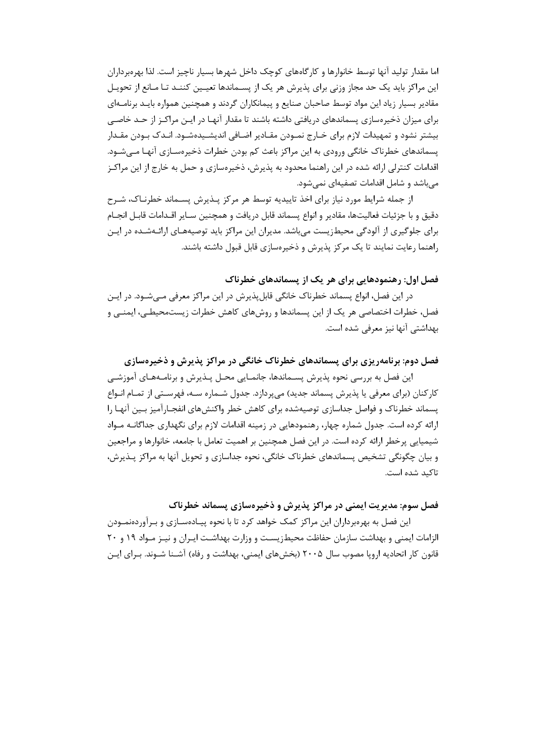اما مقدار تولید آنها توسط خانوارها و کارگاه‌های کوچک داخل شهرها بسیار ناچیز است. لذا بهره‌برداران این مراکز باید یک حد مجاز وزنی برای پذیرش هر یک از پسماندها تعیین کنند تا مانع از تحویل مقادیر بسیار زیاد این مواد توسط صاحبان صنایع و پیمانکاران گردند و همچنین همواره باید برنامه‌ای برای میزان ذخیره‌سازی پسماندهای دریافتی داشته باشند تا مقدار آنها در این مراکز از حد خاصی بیشتر نشود و تمهیدات لازم برای خارج نمودن مقادیر اضافی اندیشیده‌شود. اندک بودن مقدار پسماندهای خطرناک خانگی ورودی به این مراکز باعث کم بودن خطرات ذخیره‌سازی آنها می‌شود. اقدامات کنترلی ارائه شده در این راهنما محدود به پذیرش، ذخیره‌سازی و حمل به خارج از این مراکز می‌باشد و شامل اقدامات تصفیه‌ای نمی‌شود.

از جمله شرایط مورد نیاز برای اخذ تاییدیه توسط هر مرکز پذیرش پسماند خطرناک، شرح دقیق و با جزئیات فعالیت‌ها، مقادیر و انواع پسماند قابل دریافت و همچنین سایر اقدامات قابل انجام برای جلوگیری از آلودگی محیط‌زیست می‌باشد. مدیران این مراکز باید توصیه‌های ارائه‌شده در این راهنما رعایت نمایند تا یک مرکز پذیرش و ذخیره‌سازی قابل قبول داشته باشند.

### فصل اول: رهنمودهایی برای هر یک از پسماندهای خطرناک

در این فصل، انواع پسماند خطرناک خانگی قابل‌پذیرش در این مراکز معرفی می‌شود. در این فصل، خطرات اختصاصی هر یک از این پسماندها و روش‌های کاهش خطرات زیست‌محیطی، ایمنی و بهداشتی آنها نیز معرفی شده است.

### فصل دوم: برنامه‌ریزی برای پسماندهای خطرناک خانگی در مراکز پذیرش و ذخیره‌سازی

این فصل به بررسی نحوه پذیرش پسماندها، جانمایی محل پذیرش و برنامه‌های آموزشی کارکنان (برای معرفی یا پذیرش پسماند جدید) می‌پردازد. جدول شماره سه، فهرستی از تمام انواع پسماند خطرناک و فواصل جداسازی توصیه‌شده برای کاهش خطر واکنش‌های انفجارآمیز بین آنها را ارائه کرده است. جدول شماره چهار، رهنمودهایی در زمینه اقدامات لازم برای نگهداری جداگانه مواد شیمیایی پرخطر ارائه کرده است. در این فصل همچنین بر اهمیت تعامل با جامعه، خانوارها و مراجعین و بیان چگونگی تشخیص پسماندهای خطرناک خانگی، نحوه جداسازی و تحویل آنها به مراکز پذیرش، تاکید شده است.

### فصل سوم: مدیریت ایمنی در مراکز پذیرش و ذخیره‌سازی پسماند خطرناک

این فصل به بهره‌برداران این مراکز کمک خواهد کرد تا با نحوه پیاده‌سازی و برآورده‌نمودن الزامات ایمنی و بهداشت سازمان حفاظت محیط‌زیست و وزارت بهداشت ایران و نیز مواد ۱۹ و ۲۰ قانون کار اتحادیه اروپا مصوب سال ۲۰۰۵ (بخش‌های ایمنی، بهداشت و رفاه) آشنا شوند. برای این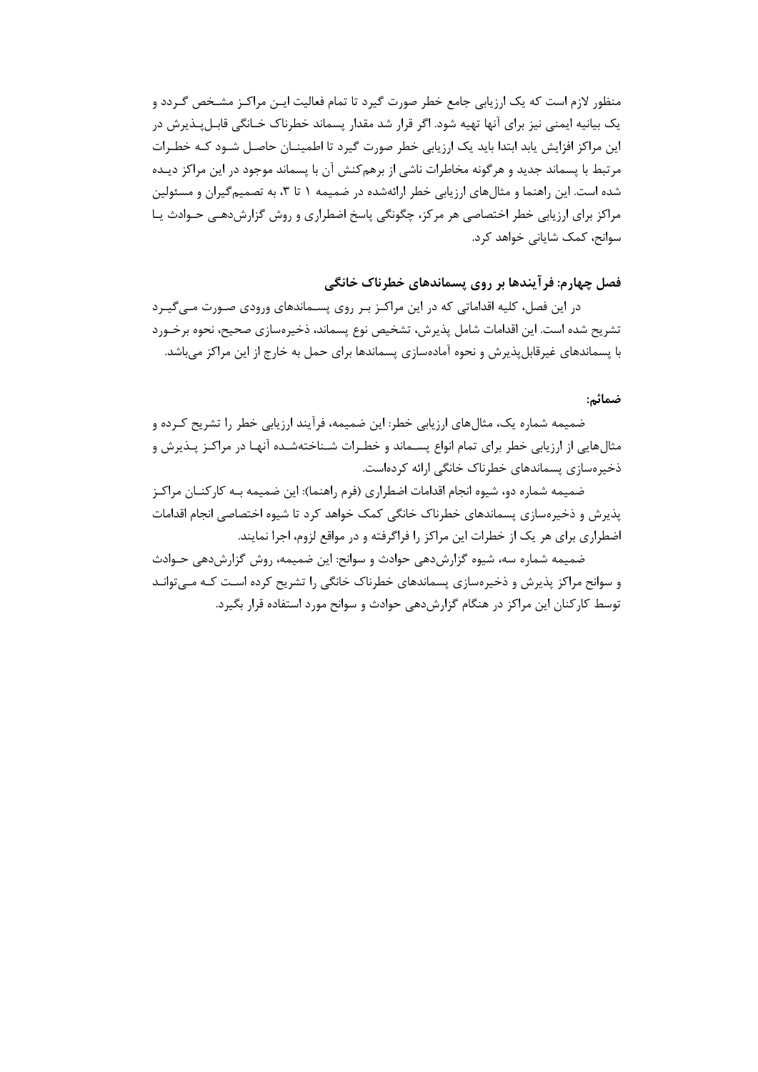منظور لازم است که یک ارزیابی جامع خطر صورت گیرد تا تمام فعالیت این مراکز مشخص گردد و یک بیانیه ایمنی نیز برای آنها تهیه شود. اگر قرار شد مقدار پسماند خطرناک خانگی قابل‌پذیرش در این مراکز افزایش یابد باید ابتدا یک ارزیابی خطر صورت گیرد تا اطمینان حاصل شود که خطرات مرتبط با پسماند جدید و هرگونه مخاطرات ناشی از برهم‌کنش آن با پسماند موجود در این مراکز دیده شده است. این راهنما و مثال‌های ارزیابی خطر ارائه‌شده در ضمیمه ۱ تا ۳، به تصمیم‌گیران و مسئولین مراکز برای ارزیابی خطر اختصاصی هر مرکز، چگونگی پاسخ اضطراری و روش گزارش‌دهی حوادث یا سوانح، کمک شایانی خواهد کرد.

### فصل چهارم: فرآیندها بر روی پسماندهای خطرناک خانگی

در این فصل، کلیه اقداماتی که در این مراکز بر روی پسماندهای ورودی صورت می‌گیرد تشریح شده است. این اقدامات شامل پذیرش، تشخیص نوع پسماند، ذخیره‌سازی صحیح، نحوه برخورد با پسماندهای غیرقابل‌پذیرش و نحوه آماده‌سازی پسماندها برای حمل به خارج از این مراکز می‌باشد.

### ضمائم:

ضمیمه شماره یک، مثال‌های ارزیابی خطر: این ضمیمه، فرآیند ارزیابی خطر را تشریح کرده و مثال‌هایی از ارزیابی خطر برای تمام انواع پسماند و خطرات شناخته‌شده آنها در مراکز پذیرش و ذخیره‌سازی پسماندهای خطرناک خانگی ارائه کرده‌است.

ضمیمه شماره دو، شیوه انجام اقدامات اضطراری (فرم راهنما): این ضمیمه به کارکنان مراکز پذیرش و ذخیره‌سازی پسماندهای خطرناک خانگی کمک خواهد کرد تا شیوه اختصاصی انجام اقدامات اضطراری برای هر یک از خطرات این مراکز را فراگرفته و در مواقع لزوم، اجرا نمایند.

ضمیمه شماره سه، شیوه گزارش‌دهی حوادث و سوانح: این ضمیمه، روش گزارش‌دهی حوادث و سوانح مراکز پذیرش و ذخیره‌سازی پسماندهای خطرناک خانگی را تشریح کرده است که می‌تواند توسط کارکنان این مراکز در هنگام گزارش‌دهی حوادث و سوانح مورد استفاده قرار بگیرد.